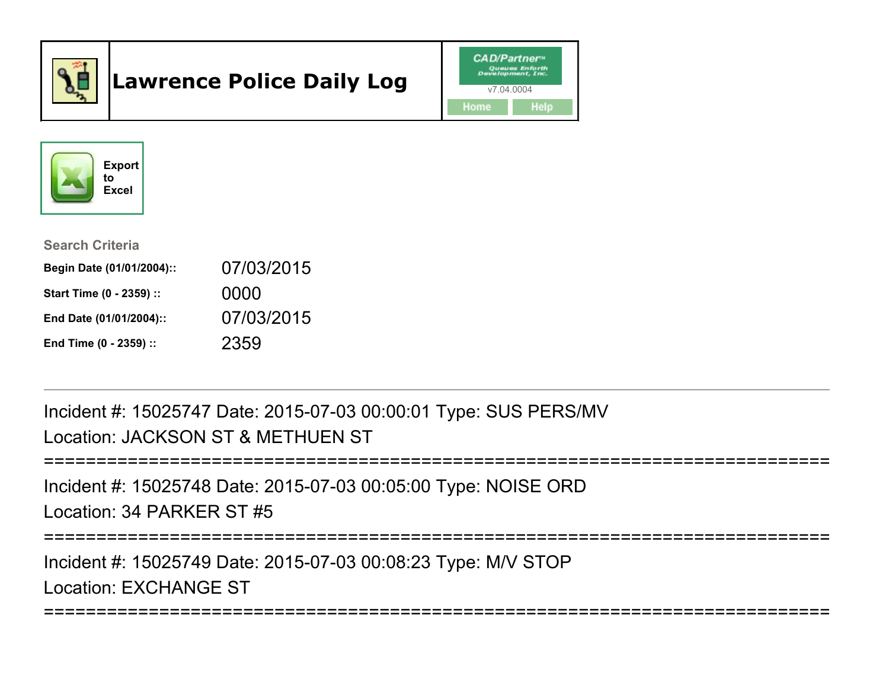# Lawrence Police Daily Log

CAD/Partner™ Queues Enforth Development, Inc.

v7.04.0004

Home Help

Export to Excel

**Search Criteria**

| | |
|---|---|
| **Begin Date (01/01/2004)::** | 07/03/2015 |
| **Start Time (0 - 2359) ::** | 0000 |
| **End Date (01/01/2004)::** | 07/03/2015 |
| **End Time (0 - 2359) ::** | 2359 |

---

Incident #: 15025747 Date: 2015-07-03 00:00:01 Type: SUS PERS/MV

Location: JACKSON ST & METHUEN ST

===========================================================================

Incident #: 15025748 Date: 2015-07-03 00:05:00 Type: NOISE ORD

Location: 34 PARKER ST #5

===========================================================================

Incident #: 15025749 Date: 2015-07-03 00:08:23 Type: M/V STOP

Location: EXCHANGE ST

===========================================================================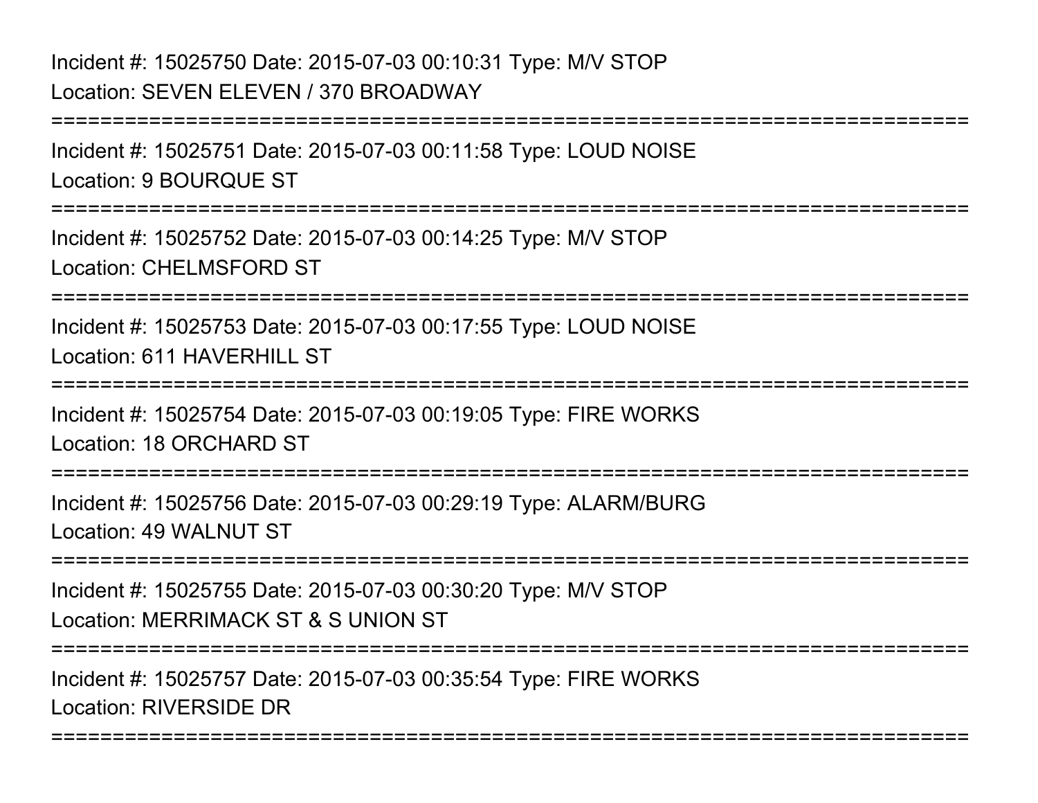Incident #: 15025750 Date: 2015-07-03 00:10:31 Type: M/V STOP
Location: SEVEN ELEVEN / 370 BROADWAY

===========================================================================

Incident #: 15025751 Date: 2015-07-03 00:11:58 Type: LOUD NOISE
Location: 9 BOURQUE ST

===========================================================================

Incident #: 15025752 Date: 2015-07-03 00:14:25 Type: M/V STOP
Location: CHELMSFORD ST

===========================================================================

Incident #: 15025753 Date: 2015-07-03 00:17:55 Type: LOUD NOISE
Location: 611 HAVERHILL ST

===========================================================================

Incident #: 15025754 Date: 2015-07-03 00:19:05 Type: FIRE WORKS
Location: 18 ORCHARD ST

===========================================================================

Incident #: 15025756 Date: 2015-07-03 00:29:19 Type: ALARM/BURG
Location: 49 WALNUT ST

===========================================================================

Incident #: 15025755 Date: 2015-07-03 00:30:20 Type: M/V STOP
Location: MERRIMACK ST & S UNION ST

===========================================================================

Incident #: 15025757 Date: 2015-07-03 00:35:54 Type: FIRE WORKS
Location: RIVERSIDE DR

===========================================================================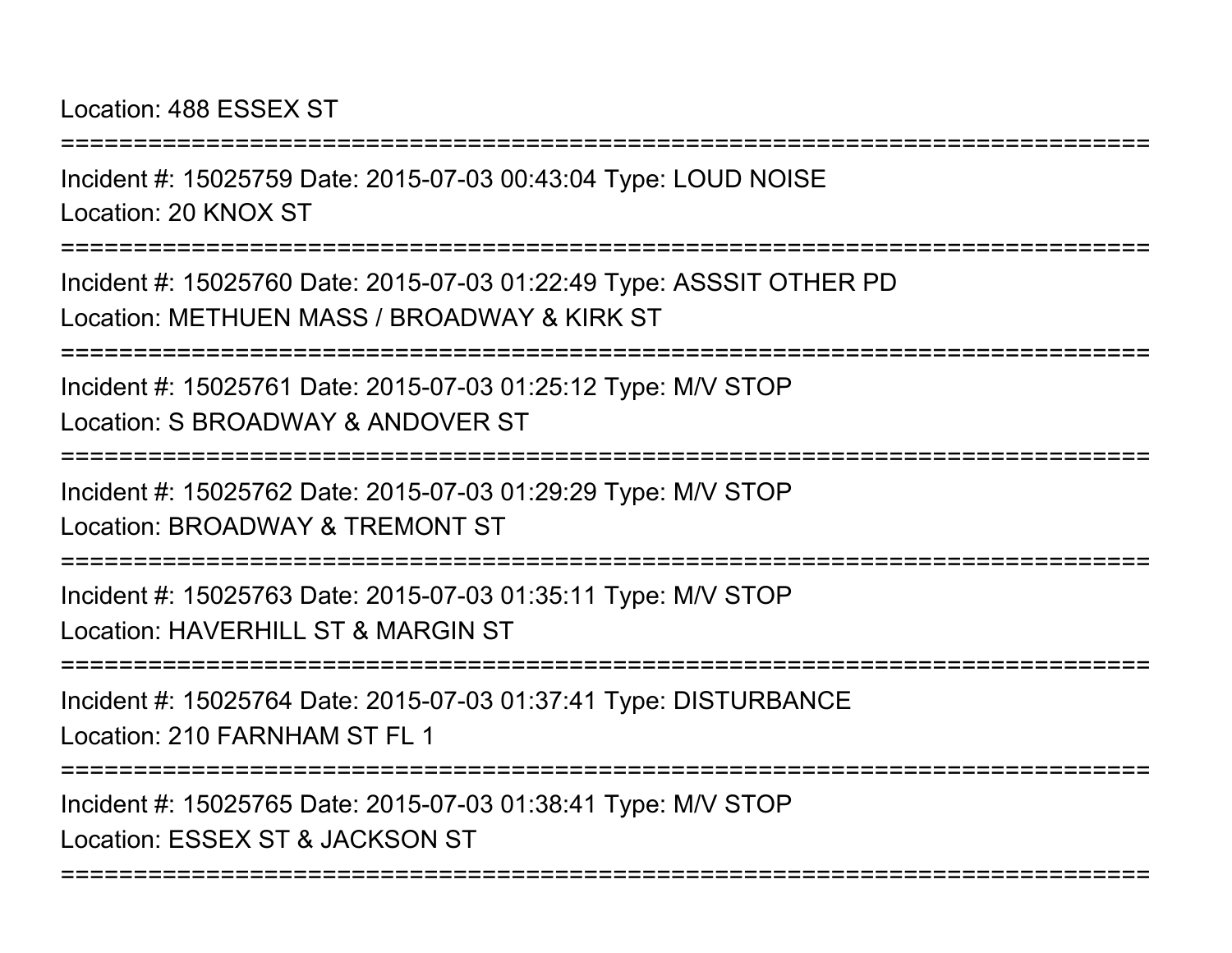Location: 488 ESSEX ST

===========================================================================

Incident #: 15025759 Date: 2015-07-03 00:43:04 Type: LOUD NOISE

Location: 20 KNOX ST

===========================================================================

Incident #: 15025760 Date: 2015-07-03 01:22:49 Type: ASSSIT OTHER PD

Location: METHUEN MASS / BROADWAY & KIRK ST

===========================================================================

Incident #: 15025761 Date: 2015-07-03 01:25:12 Type: M/V STOP

Location: S BROADWAY & ANDOVER ST

===========================================================================

Incident #: 15025762 Date: 2015-07-03 01:29:29 Type: M/V STOP

Location: BROADWAY & TREMONT ST

===========================================================================

Incident #: 15025763 Date: 2015-07-03 01:35:11 Type: M/V STOP

Location: HAVERHILL ST & MARGIN ST

===========================================================================

Incident #: 15025764 Date: 2015-07-03 01:37:41 Type: DISTURBANCE

Location: 210 FARNHAM ST FL 1

===========================================================================

Incident #: 15025765 Date: 2015-07-03 01:38:41 Type: M/V STOP

Location: ESSEX ST & JACKSON ST

===========================================================================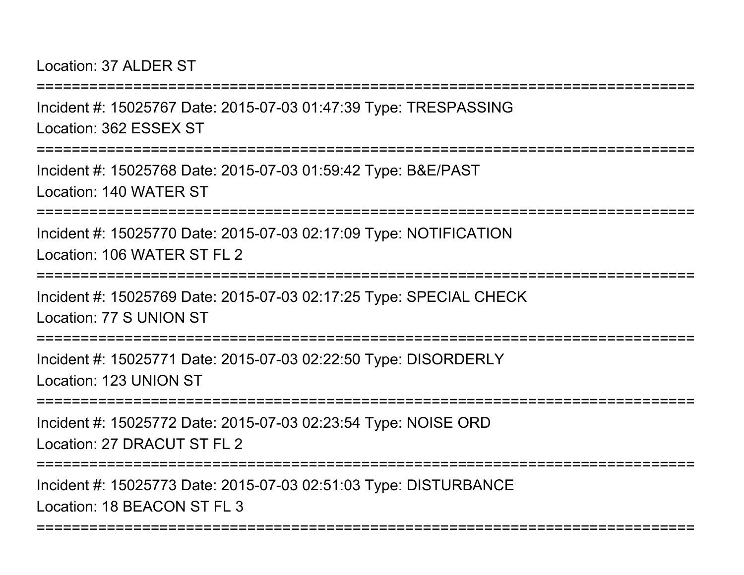Location: 37 ALDER ST

===========================================================================

Incident #: 15025767 Date: 2015-07-03 01:47:39 Type: TRESPASSING

Location: 362 ESSEX ST

===========================================================================

Incident #: 15025768 Date: 2015-07-03 01:59:42 Type: B&E/PAST

Location: 140 WATER ST

===========================================================================

Incident #: 15025770 Date: 2015-07-03 02:17:09 Type: NOTIFICATION

Location: 106 WATER ST FL 2

===========================================================================

Incident #: 15025769 Date: 2015-07-03 02:17:25 Type: SPECIAL CHECK

Location: 77 S UNION ST

===========================================================================

Incident #: 15025771 Date: 2015-07-03 02:22:50 Type: DISORDERLY

Location: 123 UNION ST

===========================================================================

Incident #: 15025772 Date: 2015-07-03 02:23:54 Type: NOISE ORD

Location: 27 DRACUT ST FL 2

===========================================================================

Incident #: 15025773 Date: 2015-07-03 02:51:03 Type: DISTURBANCE

Location: 18 BEACON ST FL 3

===========================================================================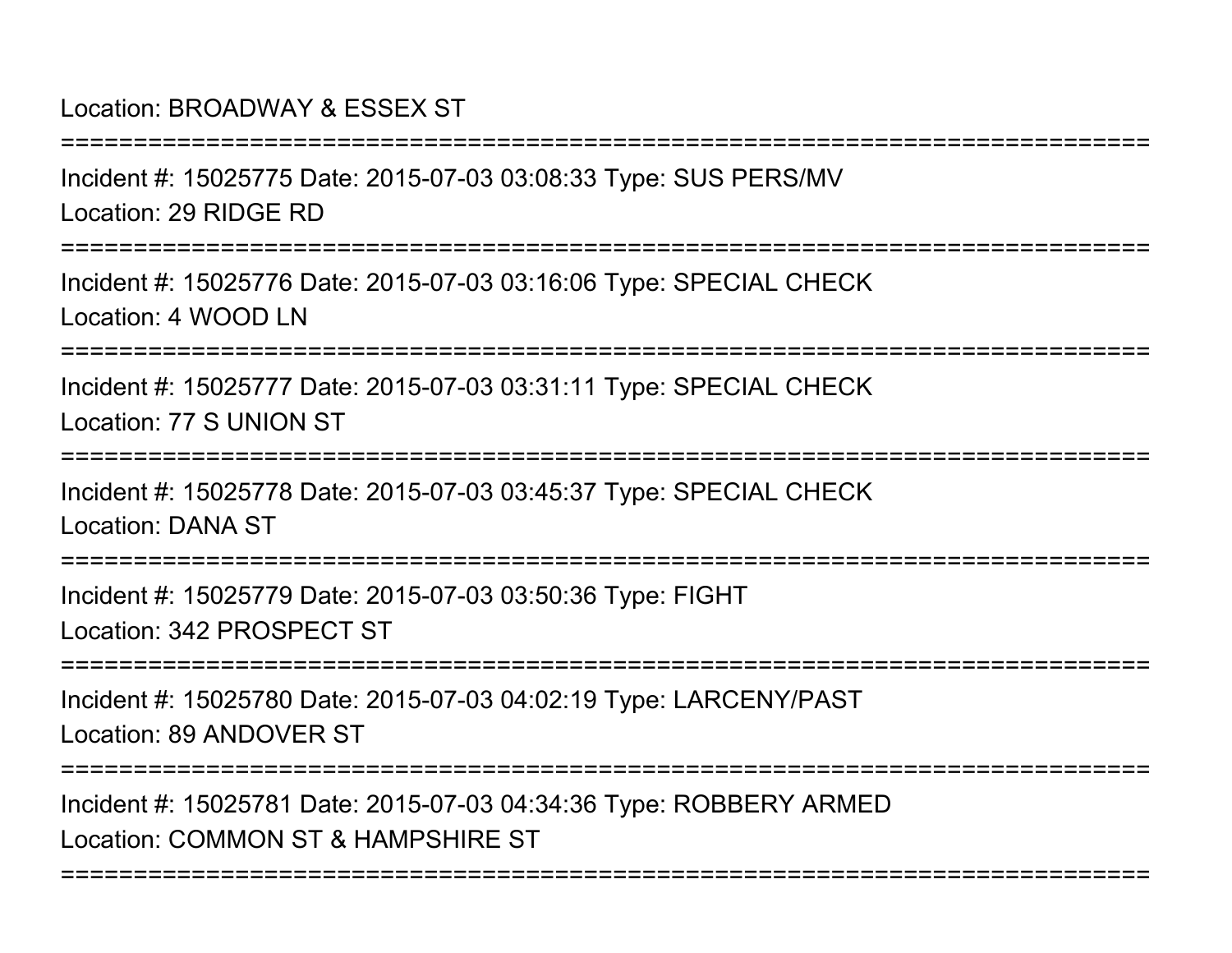Location: BROADWAY & ESSEX ST

===========================================================================

Incident #: 15025775 Date: 2015-07-03 03:08:33 Type: SUS PERS/MV

Location: 29 RIDGE RD

===========================================================================

Incident #: 15025776 Date: 2015-07-03 03:16:06 Type: SPECIAL CHECK

Location: 4 WOOD LN

===========================================================================

Incident #: 15025777 Date: 2015-07-03 03:31:11 Type: SPECIAL CHECK

Location: 77 S UNION ST

===========================================================================

Incident #: 15025778 Date: 2015-07-03 03:45:37 Type: SPECIAL CHECK

Location: DANA ST

===========================================================================

Incident #: 15025779 Date: 2015-07-03 03:50:36 Type: FIGHT

Location: 342 PROSPECT ST

===========================================================================

Incident #: 15025780 Date: 2015-07-03 04:02:19 Type: LARCENY/PAST

Location: 89 ANDOVER ST

===========================================================================

Incident #: 15025781 Date: 2015-07-03 04:34:36 Type: ROBBERY ARMED

Location: COMMON ST & HAMPSHIRE ST

===========================================================================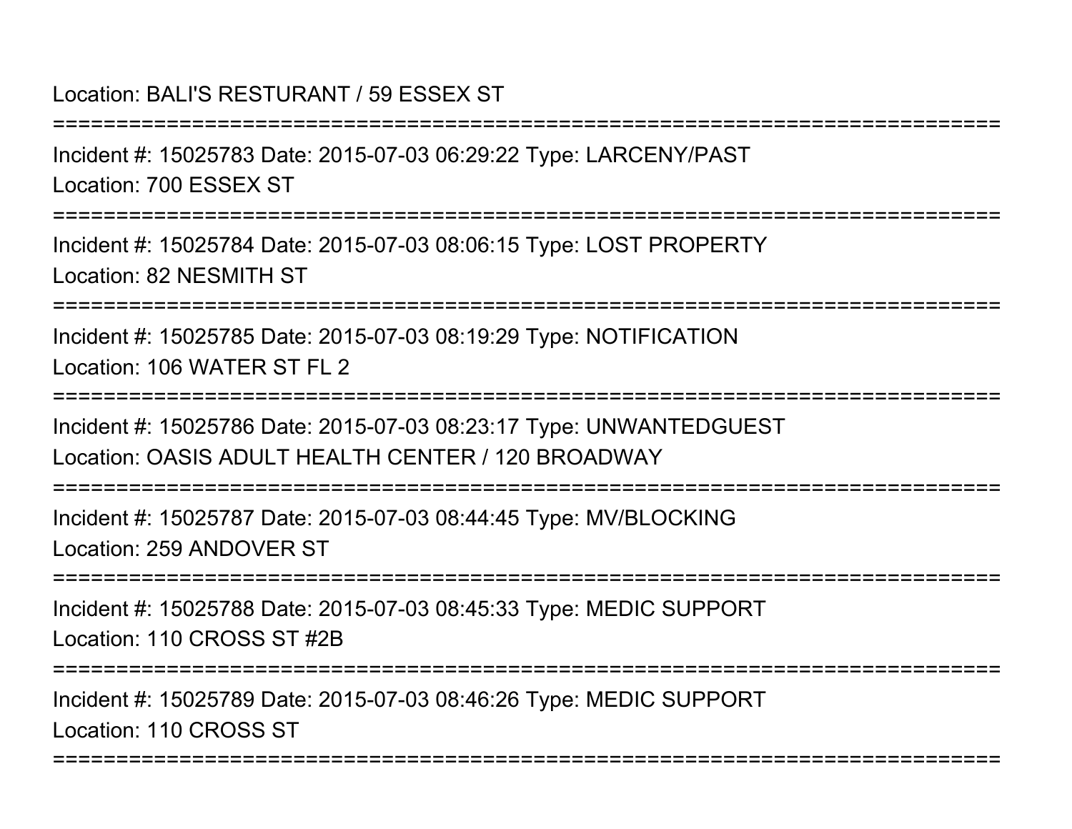Location: BALI'S RESTURANT / 59 ESSEX ST

===========================================================================

Incident #: 15025783 Date: 2015-07-03 06:29:22 Type: LARCENY/PAST

Location: 700 ESSEX ST

===========================================================================

Incident #: 15025784 Date: 2015-07-03 08:06:15 Type: LOST PROPERTY

Location: 82 NESMITH ST

===========================================================================

Incident #: 15025785 Date: 2015-07-03 08:19:29 Type: NOTIFICATION

Location: 106 WATER ST FL 2

===========================================================================

Incident #: 15025786 Date: 2015-07-03 08:23:17 Type: UNWANTEDGUEST

Location: OASIS ADULT HEALTH CENTER / 120 BROADWAY

===========================================================================

Incident #: 15025787 Date: 2015-07-03 08:44:45 Type: MV/BLOCKING

Location: 259 ANDOVER ST

===========================================================================

Incident #: 15025788 Date: 2015-07-03 08:45:33 Type: MEDIC SUPPORT

Location: 110 CROSS ST #2B

===========================================================================

Incident #: 15025789 Date: 2015-07-03 08:46:26 Type: MEDIC SUPPORT

Location: 110 CROSS ST

===========================================================================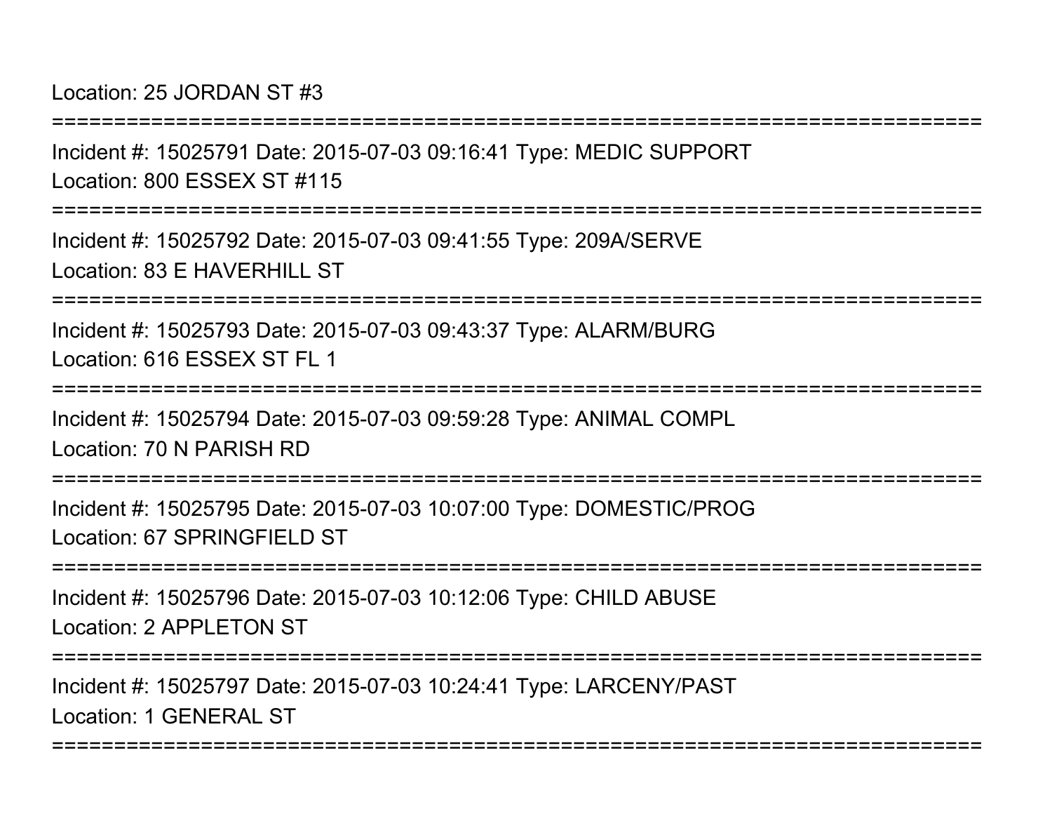Location: 25 JORDAN ST #3

===========================================================================

Incident #: 15025791 Date: 2015-07-03 09:16:41 Type: MEDIC SUPPORT

Location: 800 ESSEX ST #115

===========================================================================

Incident #: 15025792 Date: 2015-07-03 09:41:55 Type: 209A/SERVE

Location: 83 E HAVERHILL ST

===========================================================================

Incident #: 15025793 Date: 2015-07-03 09:43:37 Type: ALARM/BURG

Location: 616 ESSEX ST FL 1

===========================================================================

Incident #: 15025794 Date: 2015-07-03 09:59:28 Type: ANIMAL COMPL

Location: 70 N PARISH RD

===========================================================================

Incident #: 15025795 Date: 2015-07-03 10:07:00 Type: DOMESTIC/PROG

Location: 67 SPRINGFIELD ST

===========================================================================

Incident #: 15025796 Date: 2015-07-03 10:12:06 Type: CHILD ABUSE

Location: 2 APPLETON ST

===========================================================================

Incident #: 15025797 Date: 2015-07-03 10:24:41 Type: LARCENY/PAST

Location: 1 GENERAL ST

===========================================================================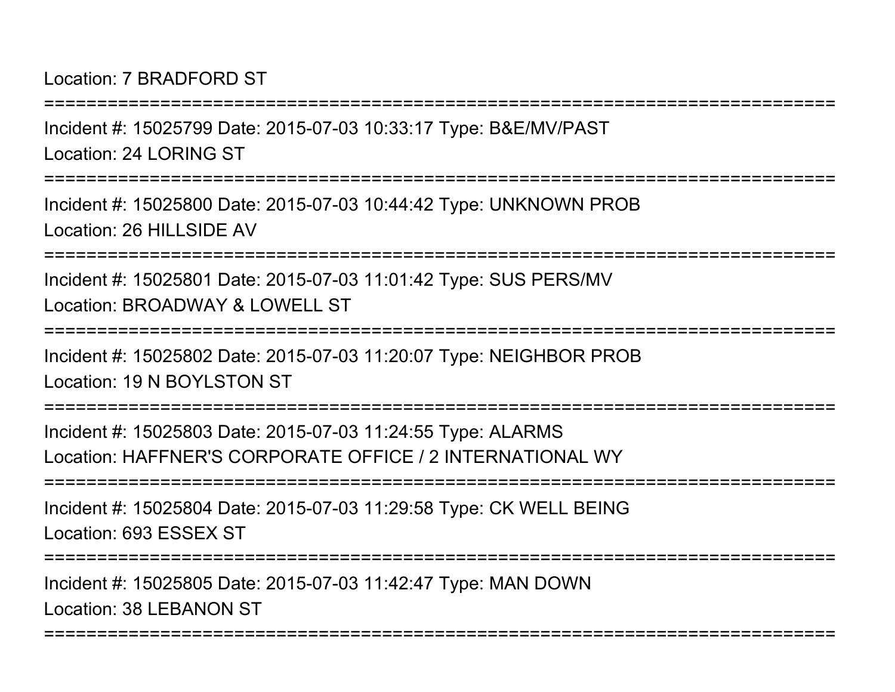Location: 7 BRADFORD ST

===========================================================================

Incident #: 15025799 Date: 2015-07-03 10:33:17 Type: B&E/MV/PAST

Location: 24 LORING ST

===========================================================================

Incident #: 15025800 Date: 2015-07-03 10:44:42 Type: UNKNOWN PROB

Location: 26 HILLSIDE AV

===========================================================================

Incident #: 15025801 Date: 2015-07-03 11:01:42 Type: SUS PERS/MV

Location: BROADWAY & LOWELL ST

===========================================================================

Incident #: 15025802 Date: 2015-07-03 11:20:07 Type: NEIGHBOR PROB

Location: 19 N BOYLSTON ST

===========================================================================

Incident #: 15025803 Date: 2015-07-03 11:24:55 Type: ALARMS

Location: HAFFNER'S CORPORATE OFFICE / 2 INTERNATIONAL WY

===========================================================================

Incident #: 15025804 Date: 2015-07-03 11:29:58 Type: CK WELL BEING

Location: 693 ESSEX ST

===========================================================================

Incident #: 15025805 Date: 2015-07-03 11:42:47 Type: MAN DOWN

Location: 38 LEBANON ST

===========================================================================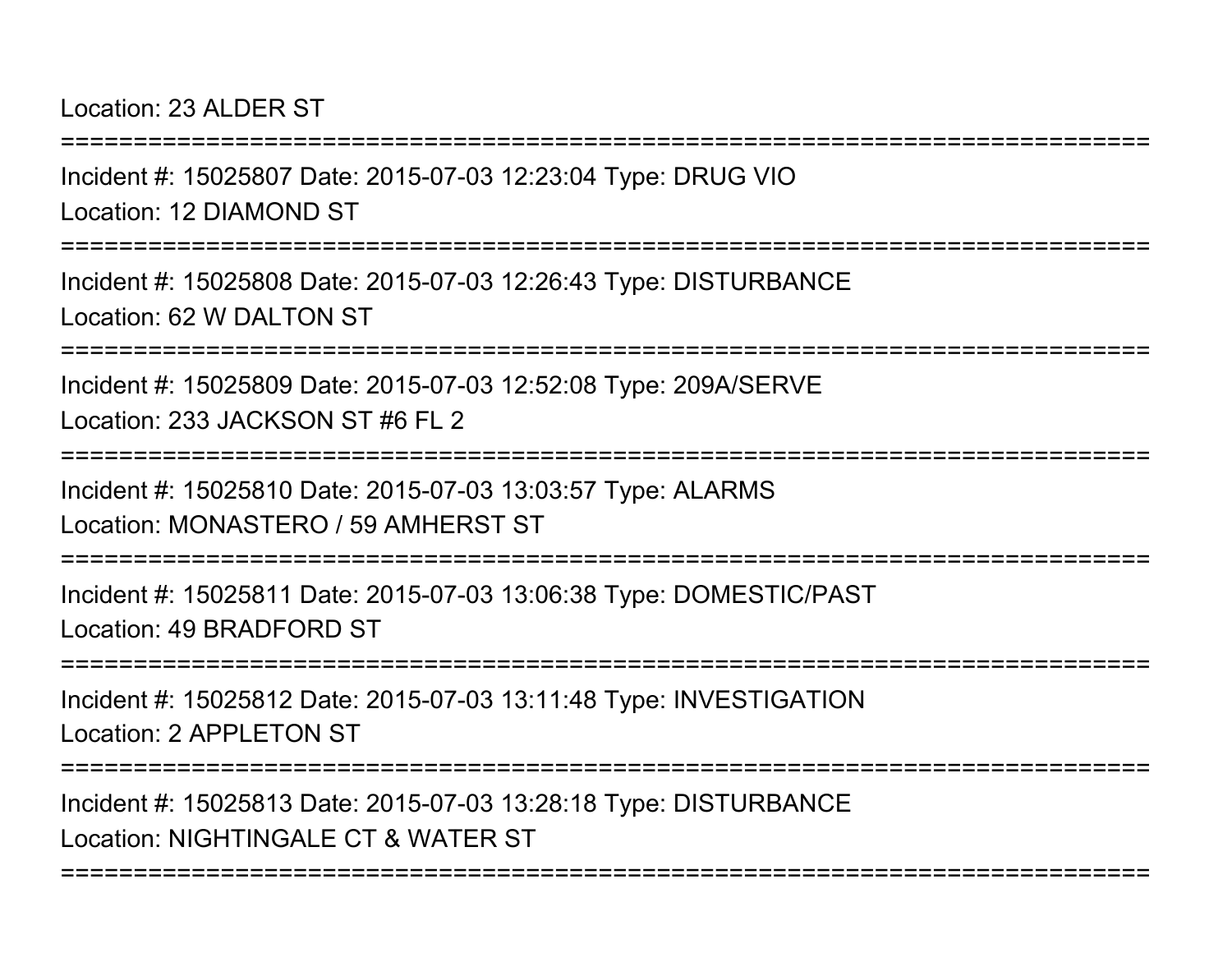Location: 23 ALDER ST

===========================================================================

Incident #: 15025807 Date: 2015-07-03 12:23:04 Type: DRUG VIO

Location: 12 DIAMOND ST

===========================================================================

Incident #: 15025808 Date: 2015-07-03 12:26:43 Type: DISTURBANCE

Location: 62 W DALTON ST

===========================================================================

Incident #: 15025809 Date: 2015-07-03 12:52:08 Type: 209A/SERVE

Location: 233 JACKSON ST #6 FL 2

===========================================================================

Incident #: 15025810 Date: 2015-07-03 13:03:57 Type: ALARMS

Location: MONASTERO / 59 AMHERST ST

===========================================================================

Incident #: 15025811 Date: 2015-07-03 13:06:38 Type: DOMESTIC/PAST

Location: 49 BRADFORD ST

===========================================================================

Incident #: 15025812 Date: 2015-07-03 13:11:48 Type: INVESTIGATION

Location: 2 APPLETON ST

===========================================================================

Incident #: 15025813 Date: 2015-07-03 13:28:18 Type: DISTURBANCE

Location: NIGHTINGALE CT & WATER ST

===========================================================================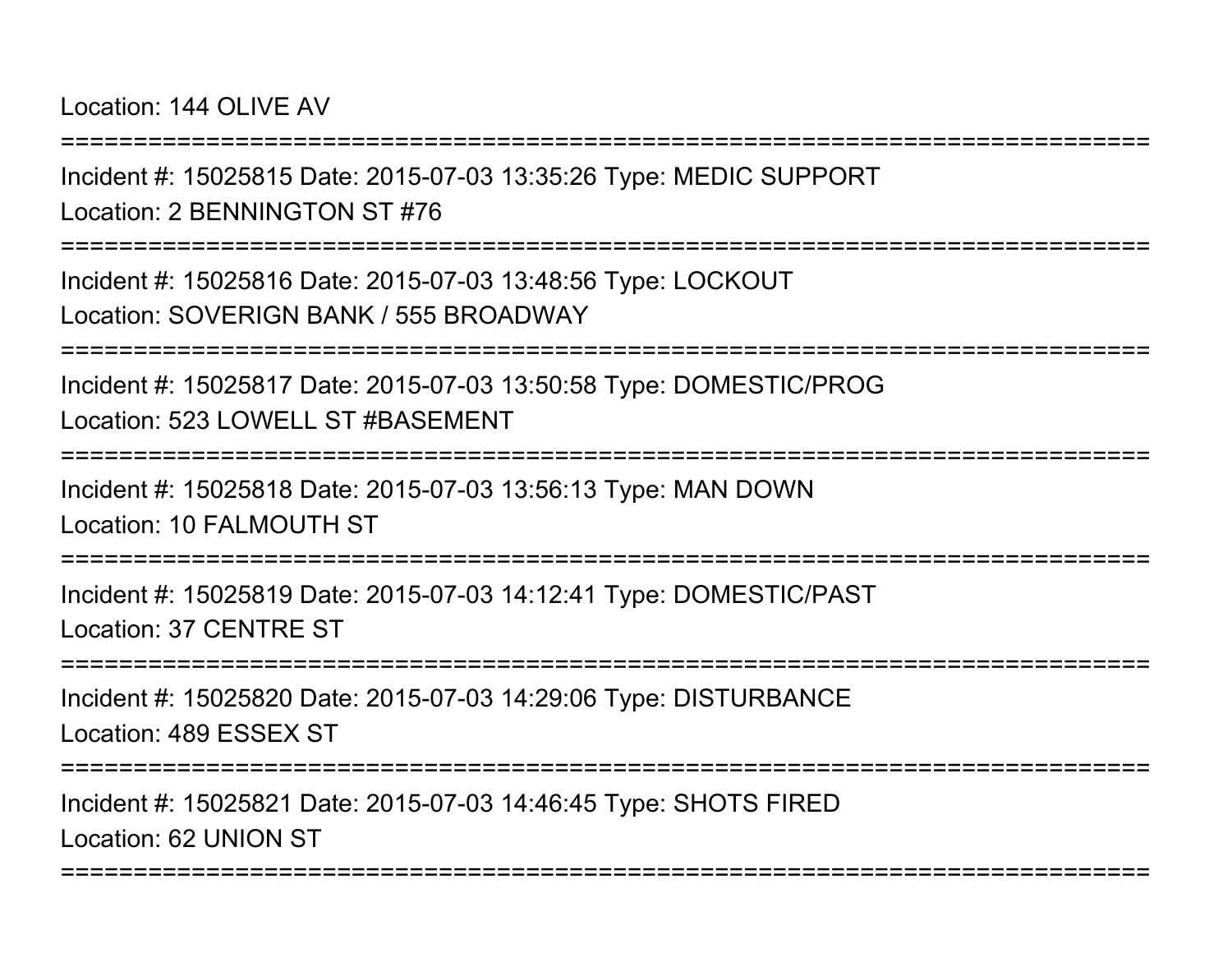Location: 144 OLIVE AV

===========================================================================

Incident #: 15025815 Date: 2015-07-03 13:35:26 Type: MEDIC SUPPORT

Location: 2 BENNINGTON ST #76

===========================================================================

Incident #: 15025816 Date: 2015-07-03 13:48:56 Type: LOCKOUT

Location: SOVERIGN BANK / 555 BROADWAY

===========================================================================

Incident #: 15025817 Date: 2015-07-03 13:50:58 Type: DOMESTIC/PROG

Location: 523 LOWELL ST #BASEMENT

===========================================================================

Incident #: 15025818 Date: 2015-07-03 13:56:13 Type: MAN DOWN

Location: 10 FALMOUTH ST

===========================================================================

Incident #: 15025819 Date: 2015-07-03 14:12:41 Type: DOMESTIC/PAST

Location: 37 CENTRE ST

===========================================================================

Incident #: 15025820 Date: 2015-07-03 14:29:06 Type: DISTURBANCE

Location: 489 ESSEX ST

===========================================================================

Incident #: 15025821 Date: 2015-07-03 14:46:45 Type: SHOTS FIRED

Location: 62 UNION ST

===========================================================================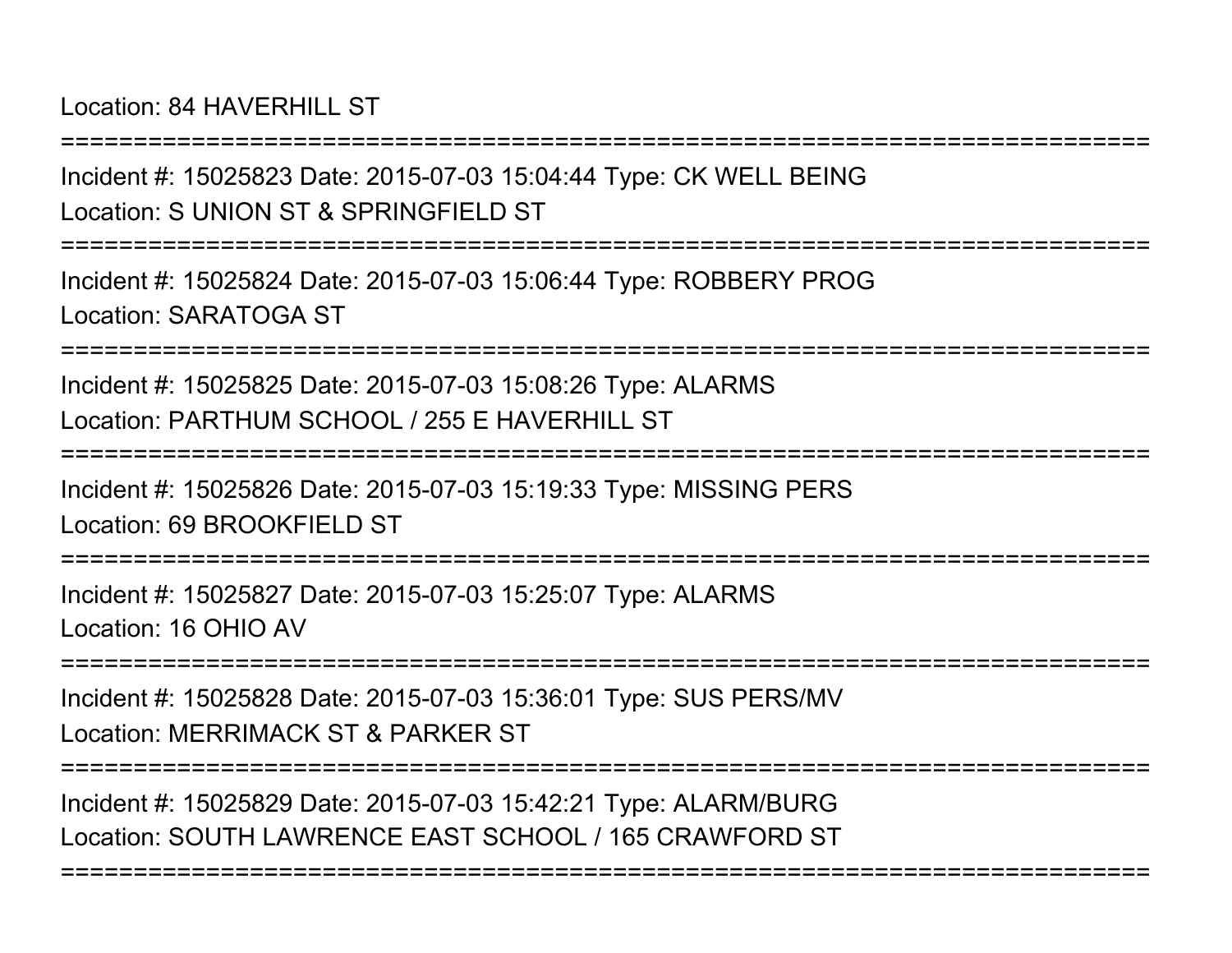Location: 84 HAVERHILL ST

===========================================================================

Incident #: 15025823 Date: 2015-07-03 15:04:44 Type: CK WELL BEING
Location: S UNION ST & SPRINGFIELD ST

===========================================================================

Incident #: 15025824 Date: 2015-07-03 15:06:44 Type: ROBBERY PROG
Location: SARATOGA ST

===========================================================================

Incident #: 15025825 Date: 2015-07-03 15:08:26 Type: ALARMS
Location: PARTHUM SCHOOL / 255 E HAVERHILL ST

===========================================================================

Incident #: 15025826 Date: 2015-07-03 15:19:33 Type: MISSING PERS
Location: 69 BROOKFIELD ST

===========================================================================

Incident #: 15025827 Date: 2015-07-03 15:25:07 Type: ALARMS
Location: 16 OHIO AV

===========================================================================

Incident #: 15025828 Date: 2015-07-03 15:36:01 Type: SUS PERS/MV
Location: MERRIMACK ST & PARKER ST

===========================================================================

Incident #: 15025829 Date: 2015-07-03 15:42:21 Type: ALARM/BURG
Location: SOUTH LAWRENCE EAST SCHOOL / 165 CRAWFORD ST

===========================================================================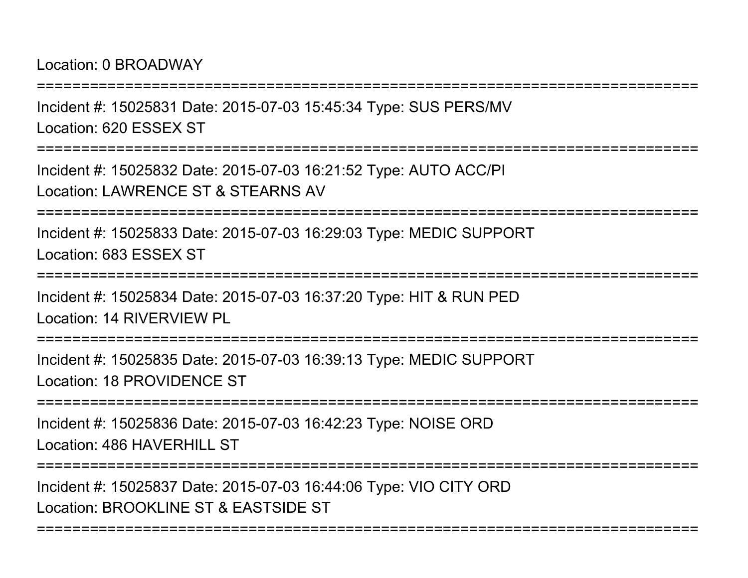Location: 0 BROADWAY

===========================================================================

Incident #: 15025831 Date: 2015-07-03 15:45:34 Type: SUS PERS/MV

Location: 620 ESSEX ST

===========================================================================

Incident #: 15025832 Date: 2015-07-03 16:21:52 Type: AUTO ACC/PI

Location: LAWRENCE ST & STEARNS AV

===========================================================================

Incident #: 15025833 Date: 2015-07-03 16:29:03 Type: MEDIC SUPPORT

Location: 683 ESSEX ST

===========================================================================

Incident #: 15025834 Date: 2015-07-03 16:37:20 Type: HIT & RUN PED

Location: 14 RIVERVIEW PL

===========================================================================

Incident #: 15025835 Date: 2015-07-03 16:39:13 Type: MEDIC SUPPORT

Location: 18 PROVIDENCE ST

===========================================================================

Incident #: 15025836 Date: 2015-07-03 16:42:23 Type: NOISE ORD

Location: 486 HAVERHILL ST

===========================================================================

Incident #: 15025837 Date: 2015-07-03 16:44:06 Type: VIO CITY ORD

Location: BROOKLINE ST & EASTSIDE ST

===========================================================================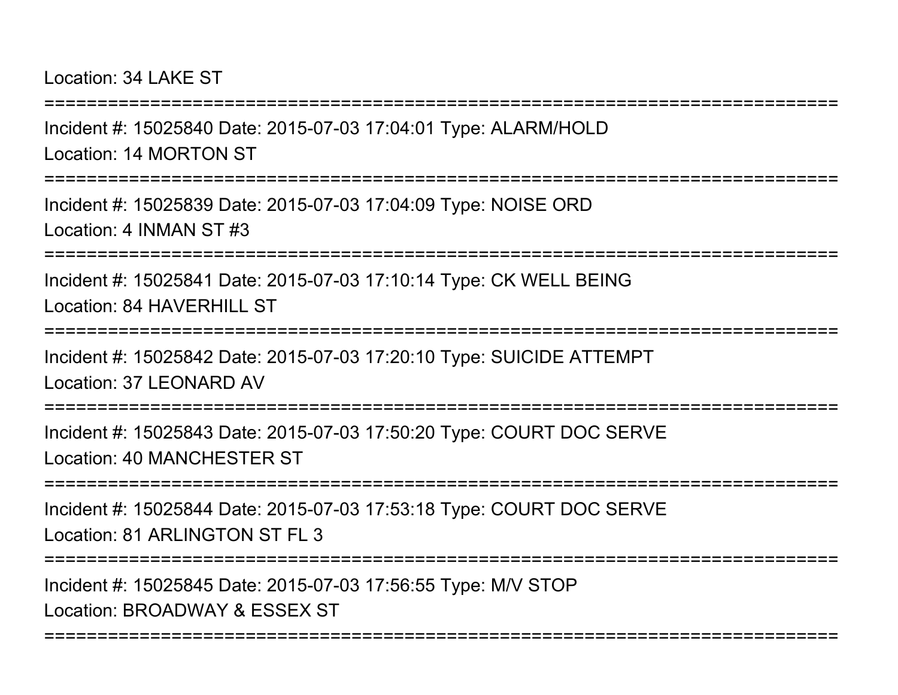Location: 34 LAKE ST

===========================================================================

Incident #: 15025840 Date: 2015-07-03 17:04:01 Type: ALARM/HOLD

Location: 14 MORTON ST

===========================================================================

Incident #: 15025839 Date: 2015-07-03 17:04:09 Type: NOISE ORD

Location: 4 INMAN ST #3

===========================================================================

Incident #: 15025841 Date: 2015-07-03 17:10:14 Type: CK WELL BEING

Location: 84 HAVERHILL ST

===========================================================================

Incident #: 15025842 Date: 2015-07-03 17:20:10 Type: SUICIDE ATTEMPT

Location: 37 LEONARD AV

===========================================================================

Incident #: 15025843 Date: 2015-07-03 17:50:20 Type: COURT DOC SERVE

Location: 40 MANCHESTER ST

===========================================================================

Incident #: 15025844 Date: 2015-07-03 17:53:18 Type: COURT DOC SERVE

Location: 81 ARLINGTON ST FL 3

===========================================================================

Incident #: 15025845 Date: 2015-07-03 17:56:55 Type: M/V STOP

Location: BROADWAY & ESSEX ST

===========================================================================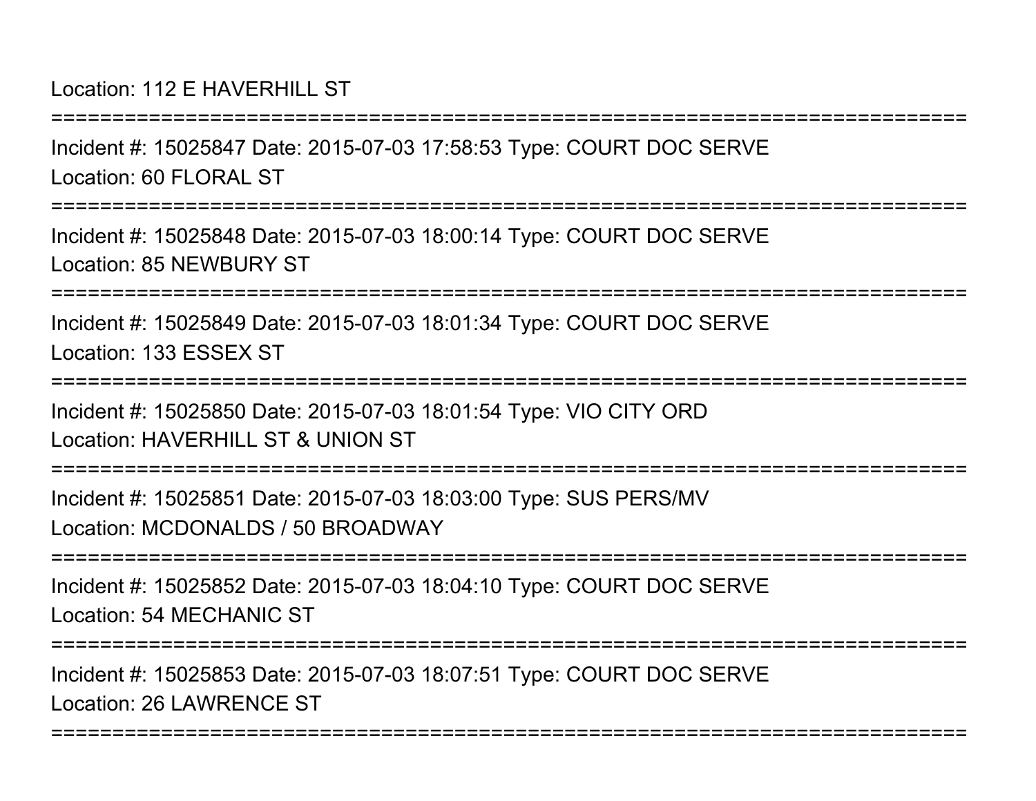Location: 112 E HAVERHILL ST

===========================================================================

Incident #: 15025847 Date: 2015-07-03 17:58:53 Type: COURT DOC SERVE

Location: 60 FLORAL ST

===========================================================================

Incident #: 15025848 Date: 2015-07-03 18:00:14 Type: COURT DOC SERVE

Location: 85 NEWBURY ST

===========================================================================

Incident #: 15025849 Date: 2015-07-03 18:01:34 Type: COURT DOC SERVE

Location: 133 ESSEX ST

===========================================================================

Incident #: 15025850 Date: 2015-07-03 18:01:54 Type: VIO CITY ORD

Location: HAVERHILL ST & UNION ST

===========================================================================

Incident #: 15025851 Date: 2015-07-03 18:03:00 Type: SUS PERS/MV

Location: MCDONALDS / 50 BROADWAY

===========================================================================

Incident #: 15025852 Date: 2015-07-03 18:04:10 Type: COURT DOC SERVE

Location: 54 MECHANIC ST

===========================================================================

Incident #: 15025853 Date: 2015-07-03 18:07:51 Type: COURT DOC SERVE

Location: 26 LAWRENCE ST

===========================================================================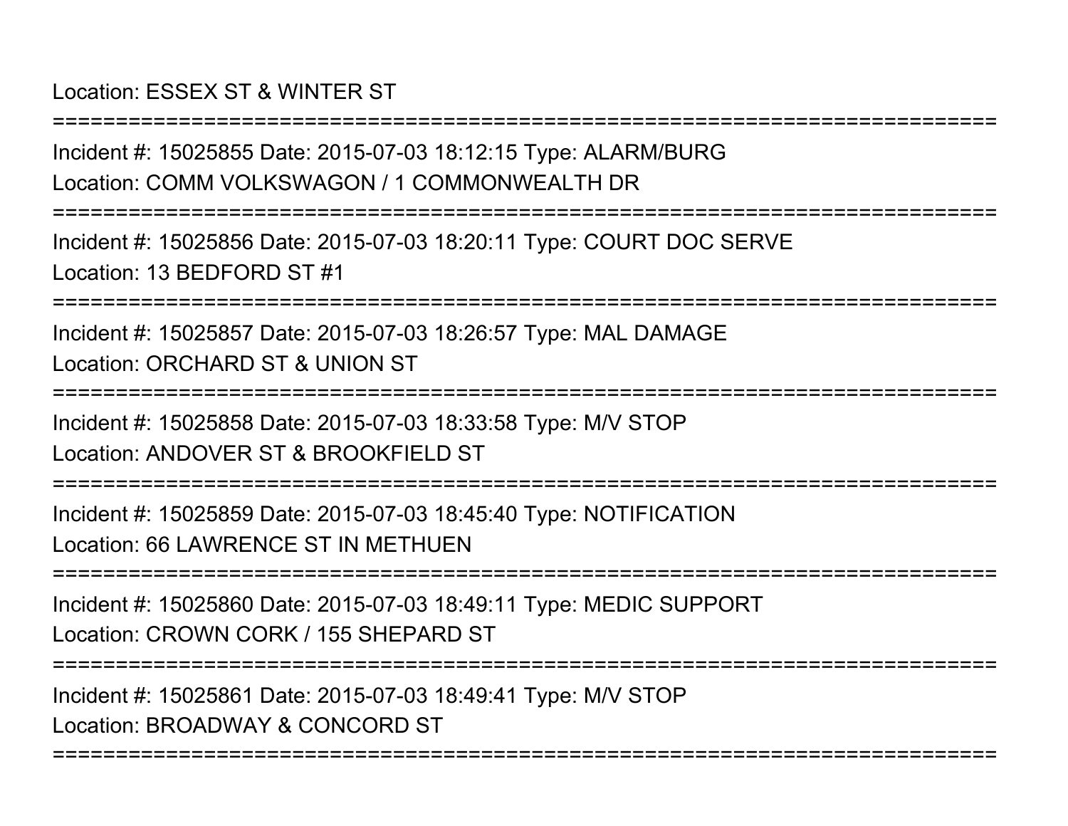Location: ESSEX ST & WINTER ST

===========================================================================

Incident #: 15025855 Date: 2015-07-03 18:12:15 Type: ALARM/BURG

Location: COMM VOLKSWAGON / 1 COMMONWEALTH DR

===========================================================================

Incident #: 15025856 Date: 2015-07-03 18:20:11 Type: COURT DOC SERVE

Location: 13 BEDFORD ST #1

===========================================================================

Incident #: 15025857 Date: 2015-07-03 18:26:57 Type: MAL DAMAGE

Location: ORCHARD ST & UNION ST

===========================================================================

Incident #: 15025858 Date: 2015-07-03 18:33:58 Type: M/V STOP

Location: ANDOVER ST & BROOKFIELD ST

===========================================================================

Incident #: 15025859 Date: 2015-07-03 18:45:40 Type: NOTIFICATION

Location: 66 LAWRENCE ST IN METHUEN

===========================================================================

Incident #: 15025860 Date: 2015-07-03 18:49:11 Type: MEDIC SUPPORT

Location: CROWN CORK / 155 SHEPARD ST

===========================================================================

Incident #: 15025861 Date: 2015-07-03 18:49:41 Type: M/V STOP

Location: BROADWAY & CONCORD ST

===========================================================================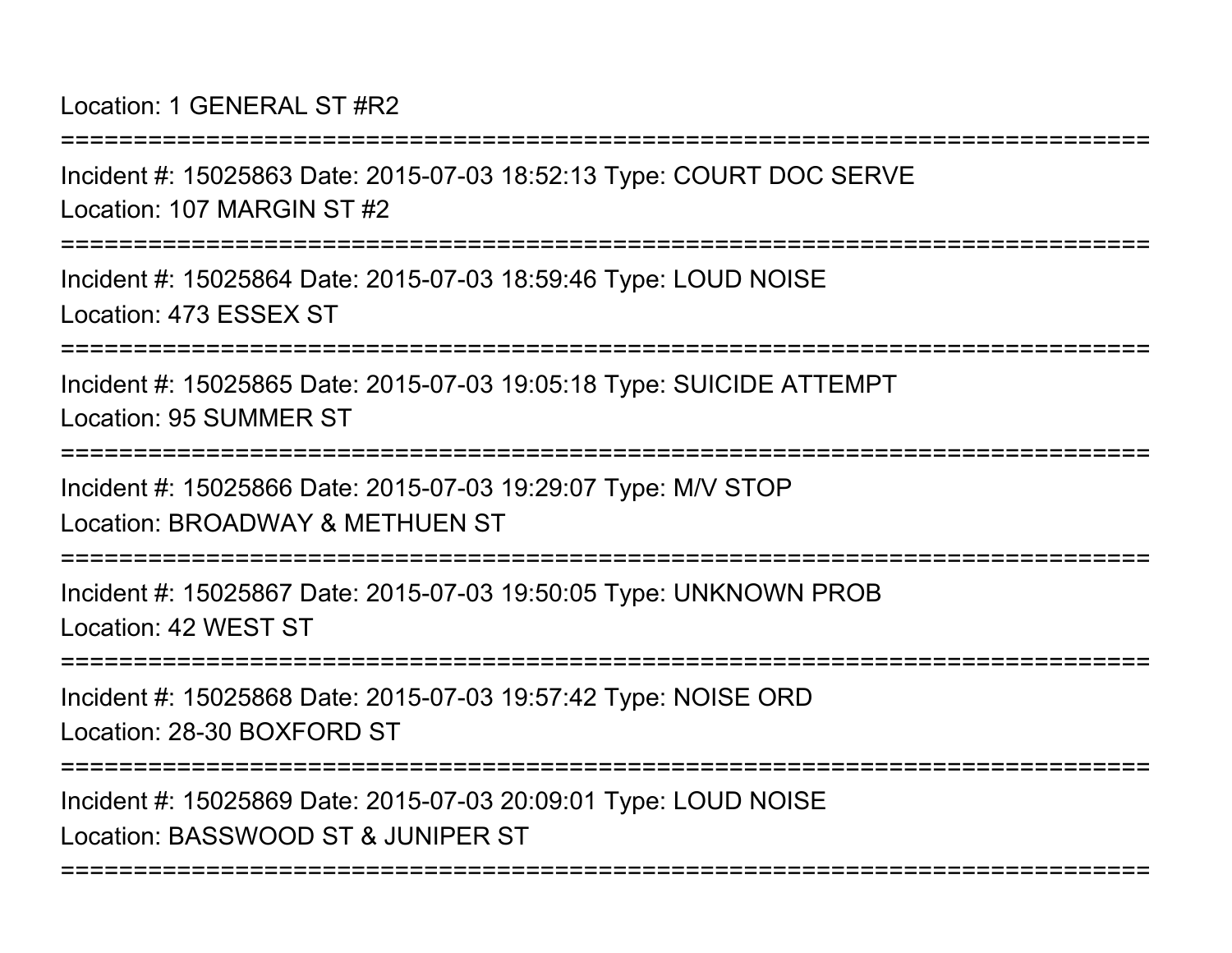Location: 1 GENERAL ST #R2

===========================================================================

Incident #: 15025863 Date: 2015-07-03 18:52:13 Type: COURT DOC SERVE

Location: 107 MARGIN ST #2

===========================================================================

Incident #: 15025864 Date: 2015-07-03 18:59:46 Type: LOUD NOISE

Location: 473 ESSEX ST

===========================================================================

Incident #: 15025865 Date: 2015-07-03 19:05:18 Type: SUICIDE ATTEMPT

Location: 95 SUMMER ST

===========================================================================

Incident #: 15025866 Date: 2015-07-03 19:29:07 Type: M/V STOP

Location: BROADWAY & METHUEN ST

===========================================================================

Incident #: 15025867 Date: 2015-07-03 19:50:05 Type: UNKNOWN PROB

Location: 42 WEST ST

===========================================================================

Incident #: 15025868 Date: 2015-07-03 19:57:42 Type: NOISE ORD

Location: 28-30 BOXFORD ST

===========================================================================

Incident #: 15025869 Date: 2015-07-03 20:09:01 Type: LOUD NOISE

Location: BASSWOOD ST & JUNIPER ST

===========================================================================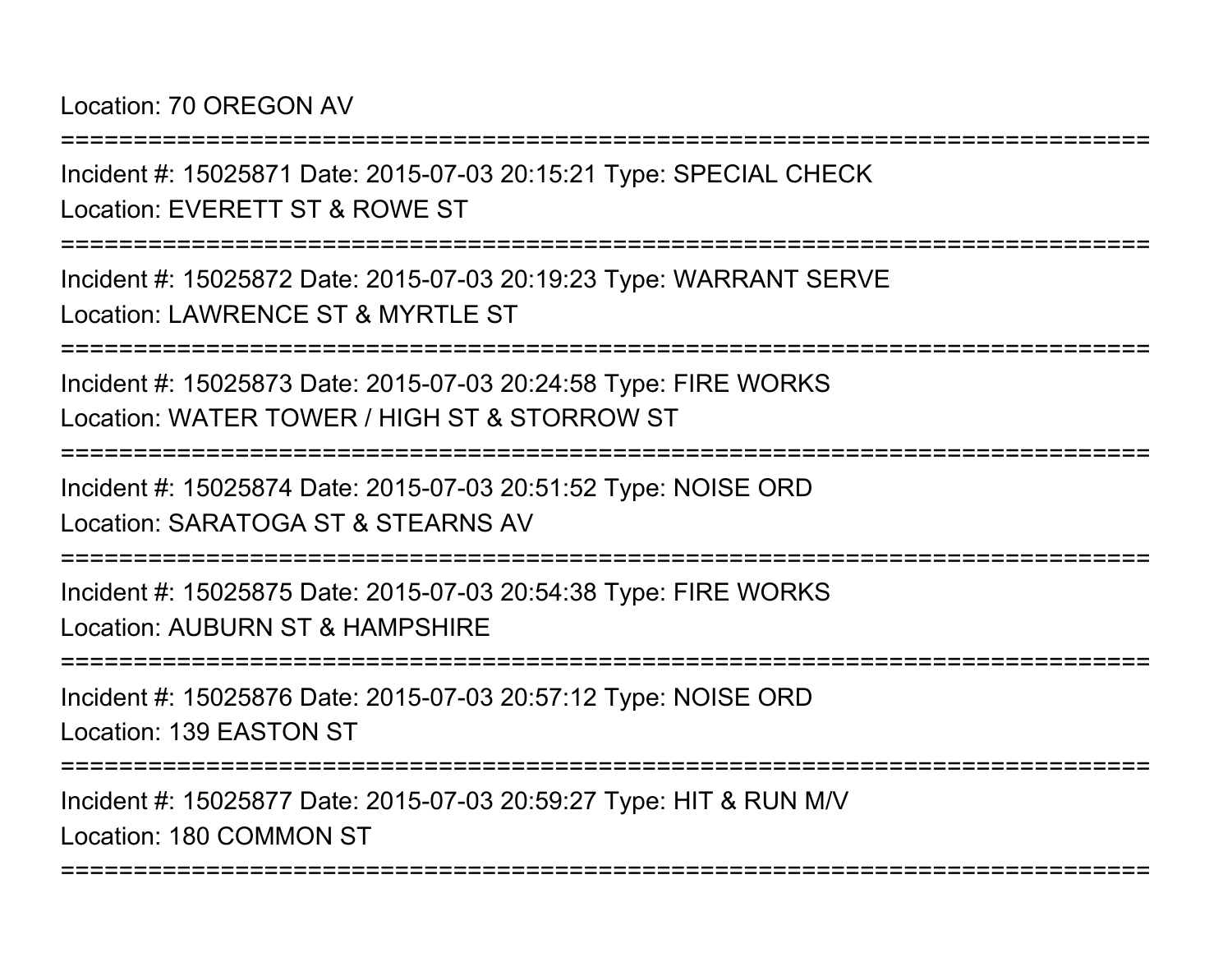Location: 70 OREGON AV

===========================================================================

Incident #: 15025871 Date: 2015-07-03 20:15:21 Type: SPECIAL CHECK

Location: EVERETT ST & ROWE ST

===========================================================================

Incident #: 15025872 Date: 2015-07-03 20:19:23 Type: WARRANT SERVE

Location: LAWRENCE ST & MYRTLE ST

===========================================================================

Incident #: 15025873 Date: 2015-07-03 20:24:58 Type: FIRE WORKS

Location: WATER TOWER / HIGH ST & STORROW ST

===========================================================================

Incident #: 15025874 Date: 2015-07-03 20:51:52 Type: NOISE ORD

Location: SARATOGA ST & STEARNS AV

===========================================================================

Incident #: 15025875 Date: 2015-07-03 20:54:38 Type: FIRE WORKS

Location: AUBURN ST & HAMPSHIRE

===========================================================================

Incident #: 15025876 Date: 2015-07-03 20:57:12 Type: NOISE ORD

Location: 139 EASTON ST

===========================================================================

Incident #: 15025877 Date: 2015-07-03 20:59:27 Type: HIT & RUN M/V

Location: 180 COMMON ST

===========================================================================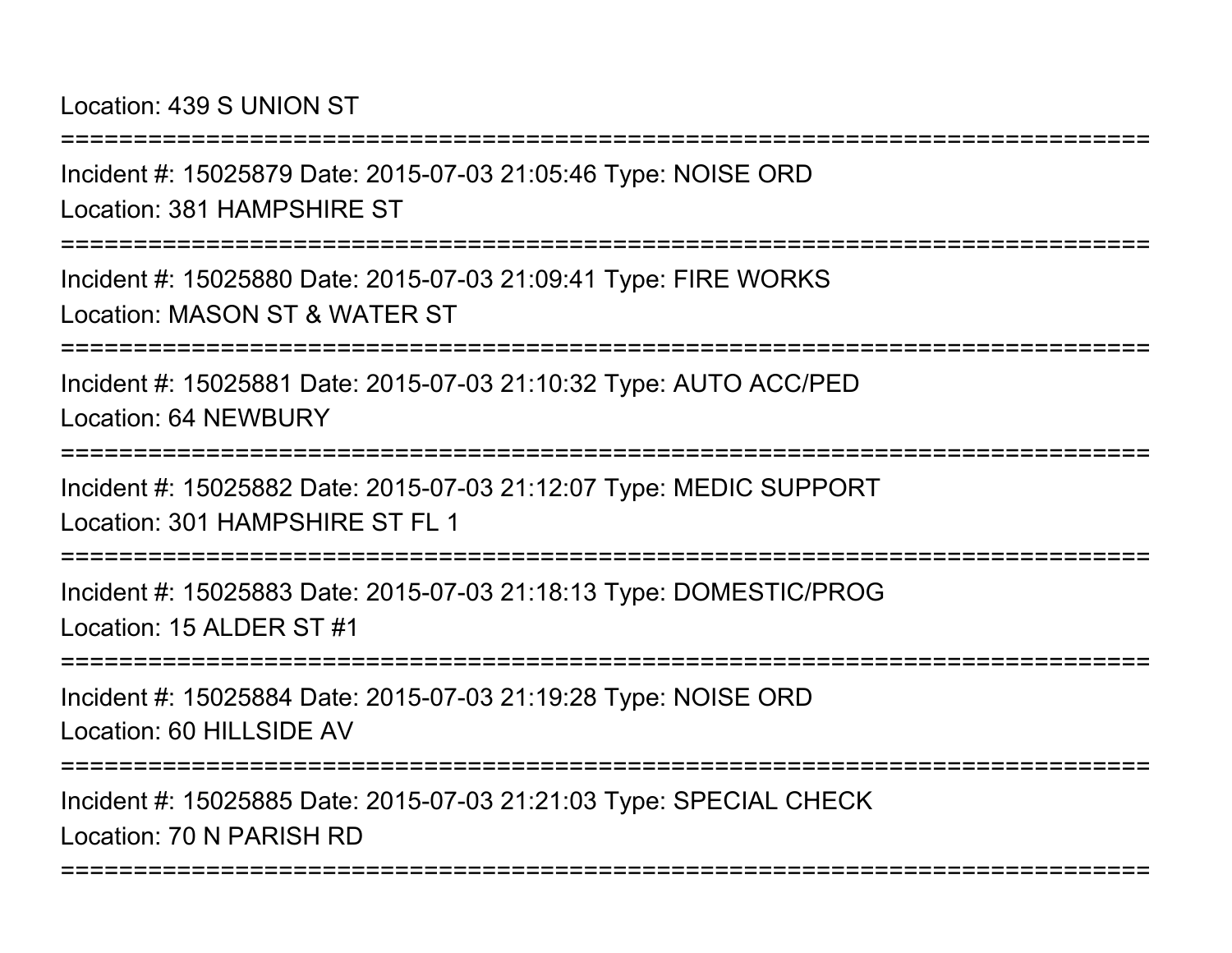Location: 439 S UNION ST

===========================================================================

Incident #: 15025879 Date: 2015-07-03 21:05:46 Type: NOISE ORD

Location: 381 HAMPSHIRE ST

===========================================================================

Incident #: 15025880 Date: 2015-07-03 21:09:41 Type: FIRE WORKS

Location: MASON ST & WATER ST

===========================================================================

Incident #: 15025881 Date: 2015-07-03 21:10:32 Type: AUTO ACC/PED

Location: 64 NEWBURY

===========================================================================

Incident #: 15025882 Date: 2015-07-03 21:12:07 Type: MEDIC SUPPORT

Location: 301 HAMPSHIRE ST FL 1

===========================================================================

Incident #: 15025883 Date: 2015-07-03 21:18:13 Type: DOMESTIC/PROG

Location: 15 ALDER ST #1

===========================================================================

Incident #: 15025884 Date: 2015-07-03 21:19:28 Type: NOISE ORD

Location: 60 HILLSIDE AV

===========================================================================

Incident #: 15025885 Date: 2015-07-03 21:21:03 Type: SPECIAL CHECK

Location: 70 N PARISH RD

===========================================================================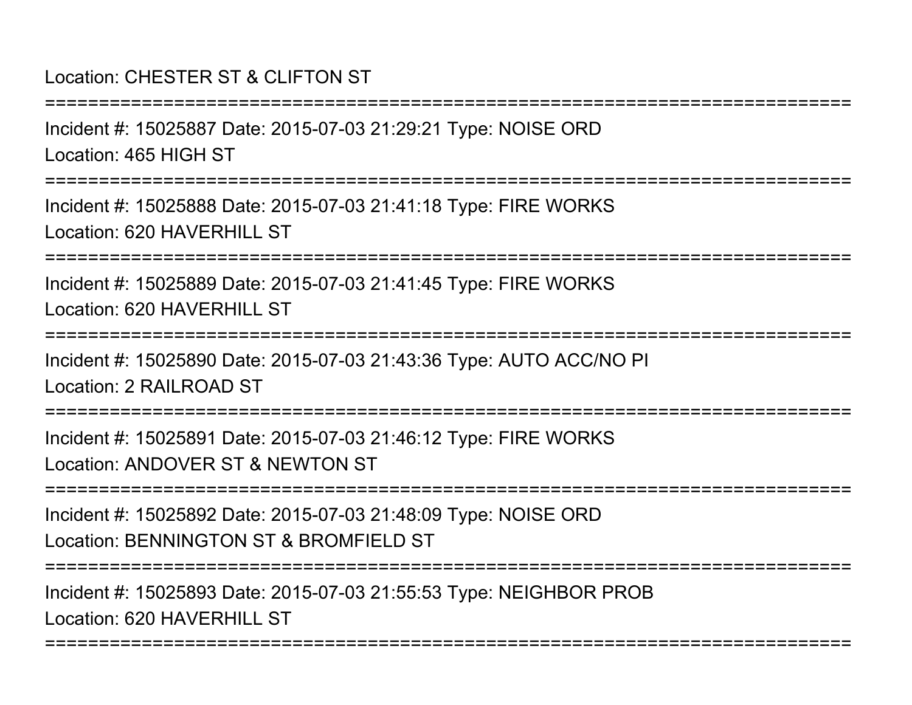Location: CHESTER ST & CLIFTON ST

===========================================================================

Incident #: 15025887 Date: 2015-07-03 21:29:21 Type: NOISE ORD
Location: 465 HIGH ST

===========================================================================

Incident #: 15025888 Date: 2015-07-03 21:41:18 Type: FIRE WORKS
Location: 620 HAVERHILL ST

===========================================================================

Incident #: 15025889 Date: 2015-07-03 21:41:45 Type: FIRE WORKS
Location: 620 HAVERHILL ST

===========================================================================

Incident #: 15025890 Date: 2015-07-03 21:43:36 Type: AUTO ACC/NO PI
Location: 2 RAILROAD ST

===========================================================================

Incident #: 15025891 Date: 2015-07-03 21:46:12 Type: FIRE WORKS
Location: ANDOVER ST & NEWTON ST

===========================================================================

Incident #: 15025892 Date: 2015-07-03 21:48:09 Type: NOISE ORD
Location: BENNINGTON ST & BROMFIELD ST

===========================================================================

Incident #: 15025893 Date: 2015-07-03 21:55:53 Type: NEIGHBOR PROB
Location: 620 HAVERHILL ST

===========================================================================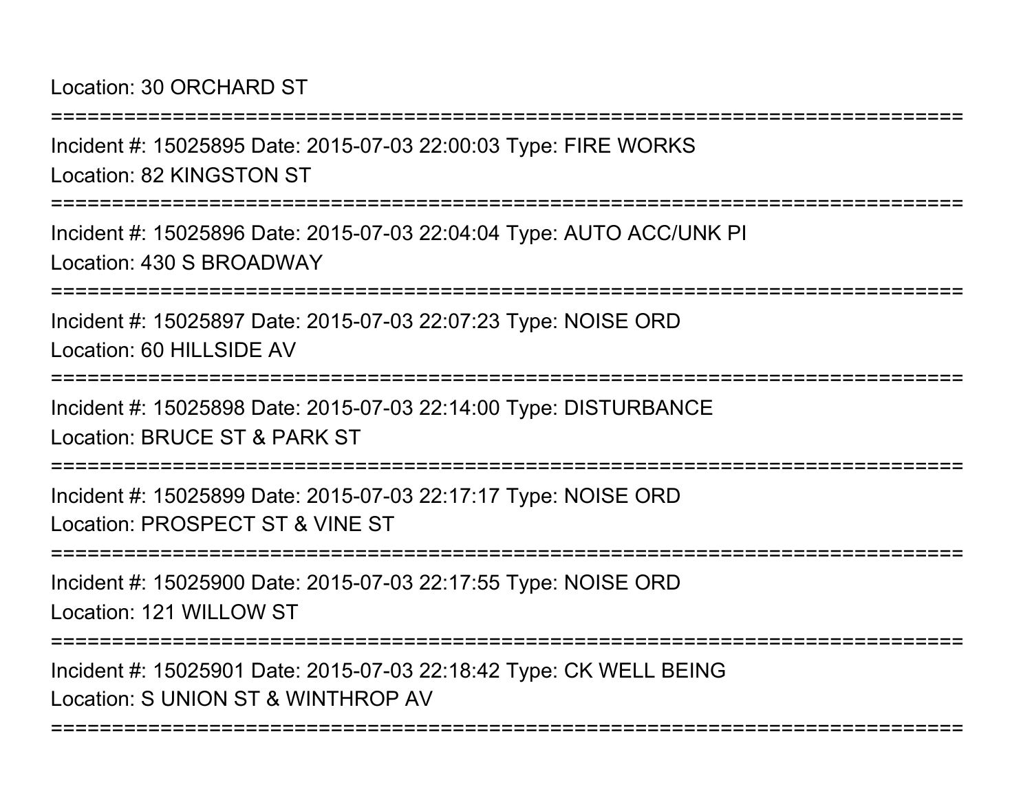Location: 30 ORCHARD ST

===========================================================================

Incident #: 15025895 Date: 2015-07-03 22:00:03 Type: FIRE WORKS

Location: 82 KINGSTON ST

===========================================================================

Incident #: 15025896 Date: 2015-07-03 22:04:04 Type: AUTO ACC/UNK PI

Location: 430 S BROADWAY

===========================================================================

Incident #: 15025897 Date: 2015-07-03 22:07:23 Type: NOISE ORD

Location: 60 HILLSIDE AV

===========================================================================

Incident #: 15025898 Date: 2015-07-03 22:14:00 Type: DISTURBANCE

Location: BRUCE ST & PARK ST

===========================================================================

Incident #: 15025899 Date: 2015-07-03 22:17:17 Type: NOISE ORD

Location: PROSPECT ST & VINE ST

===========================================================================

Incident #: 15025900 Date: 2015-07-03 22:17:55 Type: NOISE ORD

Location: 121 WILLOW ST

===========================================================================

Incident #: 15025901 Date: 2015-07-03 22:18:42 Type: CK WELL BEING

Location: S UNION ST & WINTHROP AV

===========================================================================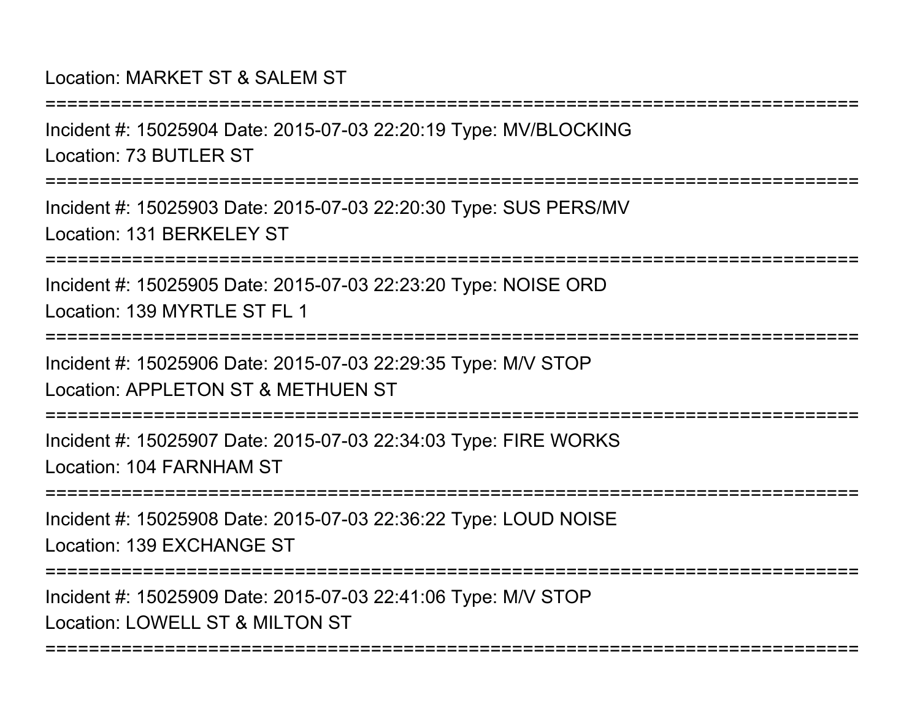Location: MARKET ST & SALEM ST

===========================================================================

Incident #: 15025904 Date: 2015-07-03 22:20:19 Type: MV/BLOCKING

Location: 73 BUTLER ST

===========================================================================

Incident #: 15025903 Date: 2015-07-03 22:20:30 Type: SUS PERS/MV

Location: 131 BERKELEY ST

===========================================================================

Incident #: 15025905 Date: 2015-07-03 22:23:20 Type: NOISE ORD

Location: 139 MYRTLE ST FL 1

===========================================================================

Incident #: 15025906 Date: 2015-07-03 22:29:35 Type: M/V STOP

Location: APPLETON ST & METHUEN ST

===========================================================================

Incident #: 15025907 Date: 2015-07-03 22:34:03 Type: FIRE WORKS

Location: 104 FARNHAM ST

===========================================================================

Incident #: 15025908 Date: 2015-07-03 22:36:22 Type: LOUD NOISE

Location: 139 EXCHANGE ST

===========================================================================

Incident #: 15025909 Date: 2015-07-03 22:41:06 Type: M/V STOP

Location: LOWELL ST & MILTON ST

===========================================================================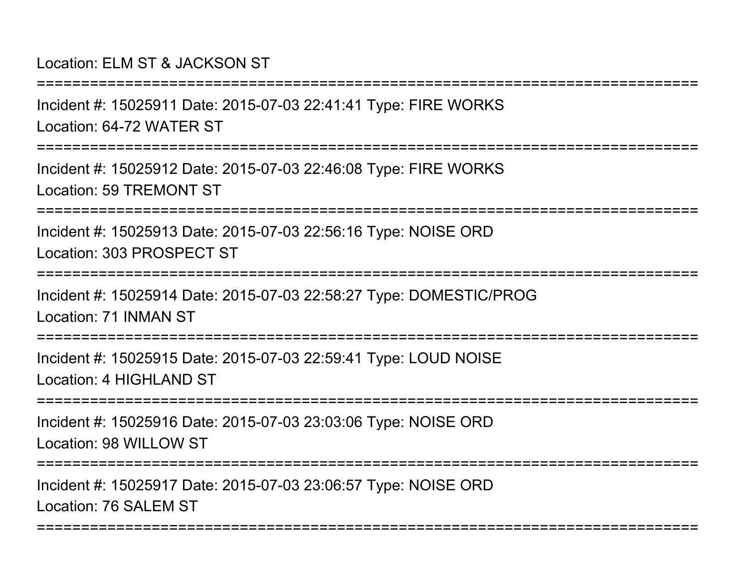Location: ELM ST & JACKSON ST

===========================================================================

Incident #: 15025911 Date: 2015-07-03 22:41:41 Type: FIRE WORKS

Location: 64-72 WATER ST

===========================================================================

Incident #: 15025912 Date: 2015-07-03 22:46:08 Type: FIRE WORKS

Location: 59 TREMONT ST

===========================================================================

Incident #: 15025913 Date: 2015-07-03 22:56:16 Type: NOISE ORD

Location: 303 PROSPECT ST

===========================================================================

Incident #: 15025914 Date: 2015-07-03 22:58:27 Type: DOMESTIC/PROG

Location: 71 INMAN ST

===========================================================================

Incident #: 15025915 Date: 2015-07-03 22:59:41 Type: LOUD NOISE

Location: 4 HIGHLAND ST

===========================================================================

Incident #: 15025916 Date: 2015-07-03 23:03:06 Type: NOISE ORD

Location: 98 WILLOW ST

===========================================================================

Incident #: 15025917 Date: 2015-07-03 23:06:57 Type: NOISE ORD

Location: 76 SALEM ST

===========================================================================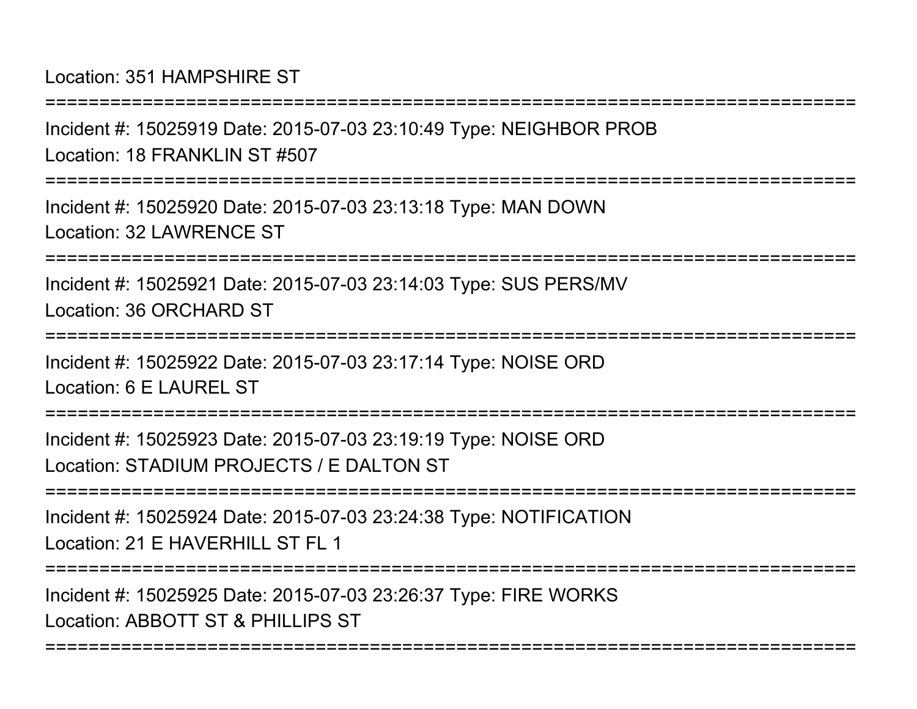Location: 351 HAMPSHIRE ST

===========================================================================

Incident #: 15025919 Date: 2015-07-03 23:10:49 Type: NEIGHBOR PROB

Location: 18 FRANKLIN ST #507

===========================================================================

Incident #: 15025920 Date: 2015-07-03 23:13:18 Type: MAN DOWN

Location: 32 LAWRENCE ST

===========================================================================

Incident #: 15025921 Date: 2015-07-03 23:14:03 Type: SUS PERS/MV

Location: 36 ORCHARD ST

===========================================================================

Incident #: 15025922 Date: 2015-07-03 23:17:14 Type: NOISE ORD

Location: 6 E LAUREL ST

===========================================================================

Incident #: 15025923 Date: 2015-07-03 23:19:19 Type: NOISE ORD

Location: STADIUM PROJECTS / E DALTON ST

===========================================================================

Incident #: 15025924 Date: 2015-07-03 23:24:38 Type: NOTIFICATION

Location: 21 E HAVERHILL ST FL 1

===========================================================================

Incident #: 15025925 Date: 2015-07-03 23:26:37 Type: FIRE WORKS

Location: ABBOTT ST & PHILLIPS ST

===========================================================================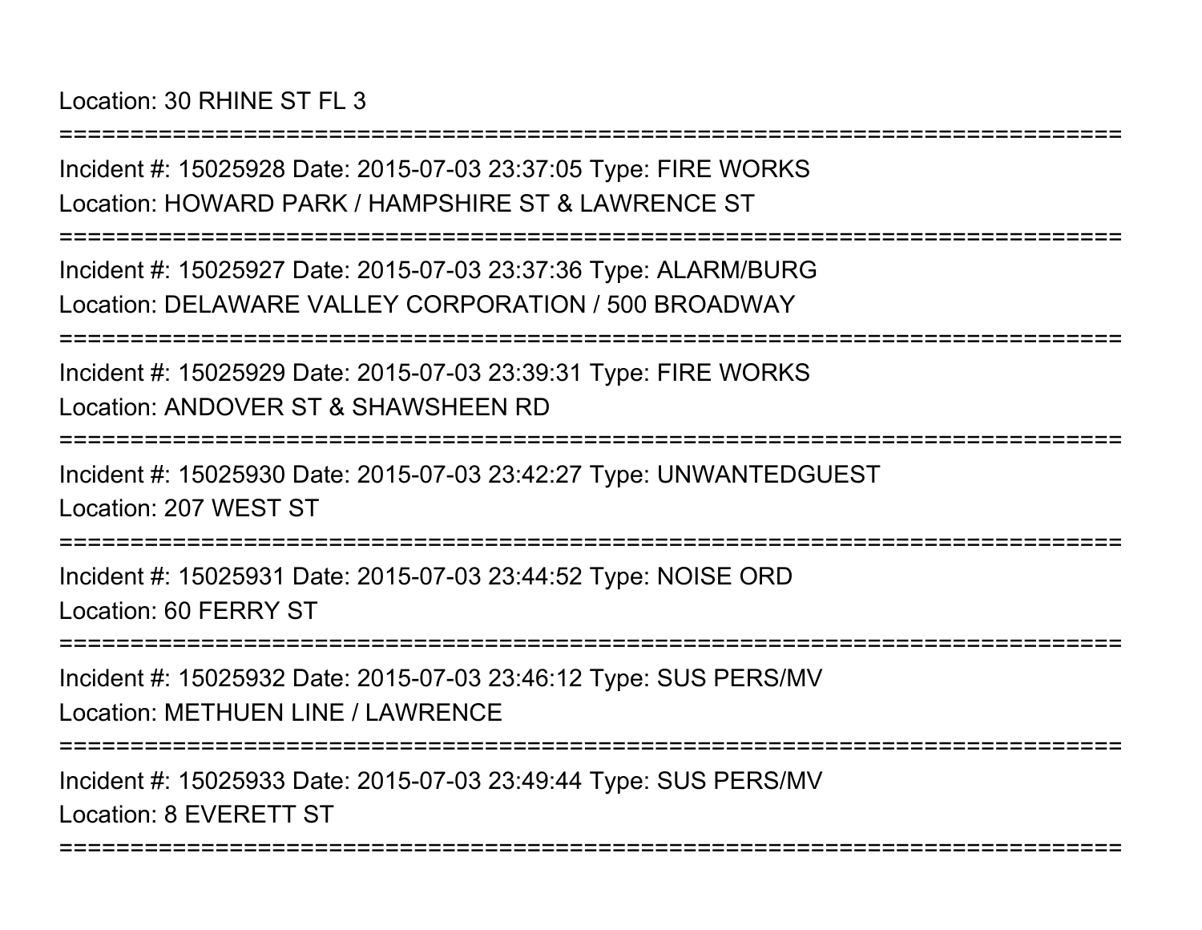Location: 30 RHINE ST FL 3

===========================================================================

Incident #: 15025928 Date: 2015-07-03 23:37:05 Type: FIRE WORKS

Location: HOWARD PARK / HAMPSHIRE ST & LAWRENCE ST

===========================================================================

Incident #: 15025927 Date: 2015-07-03 23:37:36 Type: ALARM/BURG

Location: DELAWARE VALLEY CORPORATION / 500 BROADWAY

===========================================================================

Incident #: 15025929 Date: 2015-07-03 23:39:31 Type: FIRE WORKS

Location: ANDOVER ST & SHAWSHEEN RD

===========================================================================

Incident #: 15025930 Date: 2015-07-03 23:42:27 Type: UNWANTEDGUEST

Location: 207 WEST ST

===========================================================================

Incident #: 15025931 Date: 2015-07-03 23:44:52 Type: NOISE ORD

Location: 60 FERRY ST

===========================================================================

Incident #: 15025932 Date: 2015-07-03 23:46:12 Type: SUS PERS/MV

Location: METHUEN LINE / LAWRENCE

===========================================================================

Incident #: 15025933 Date: 2015-07-03 23:49:44 Type: SUS PERS/MV

Location: 8 EVERETT ST

===========================================================================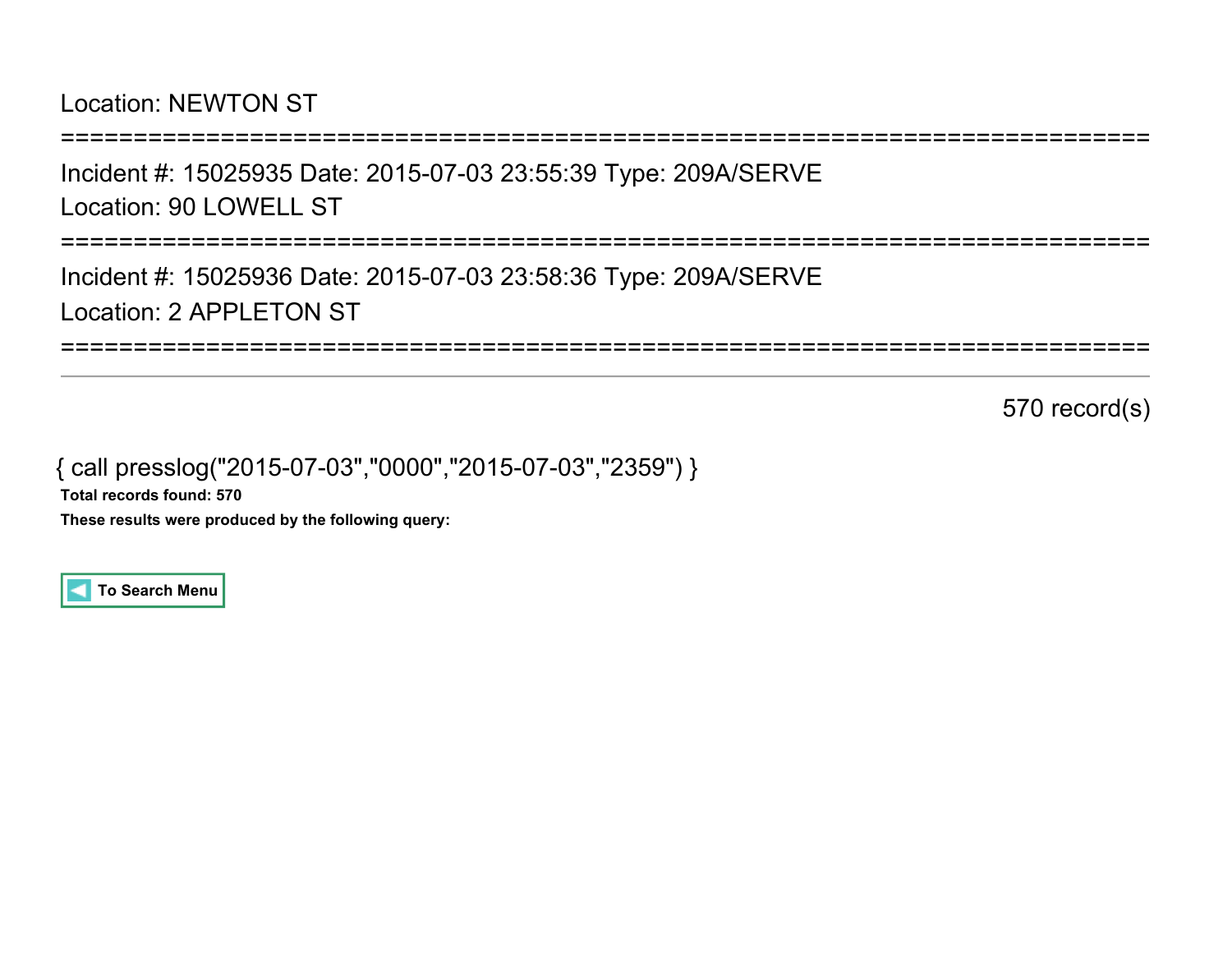Location: NEWTON ST

===========================================================================

Incident #: 15025935 Date: 2015-07-03 23:55:39 Type: 209A/SERVE

Location: 90 LOWELL ST

===========================================================================

Incident #: 15025936 Date: 2015-07-03 23:58:36 Type: 209A/SERVE

Location: 2 APPLETON ST

===========================================================================

---

570 record(s)

{ call presslog("2015-07-03","0000","2015-07-03","2359") }

**Total records found: 570**

**These results were produced by the following query:**

**To Search Menu**